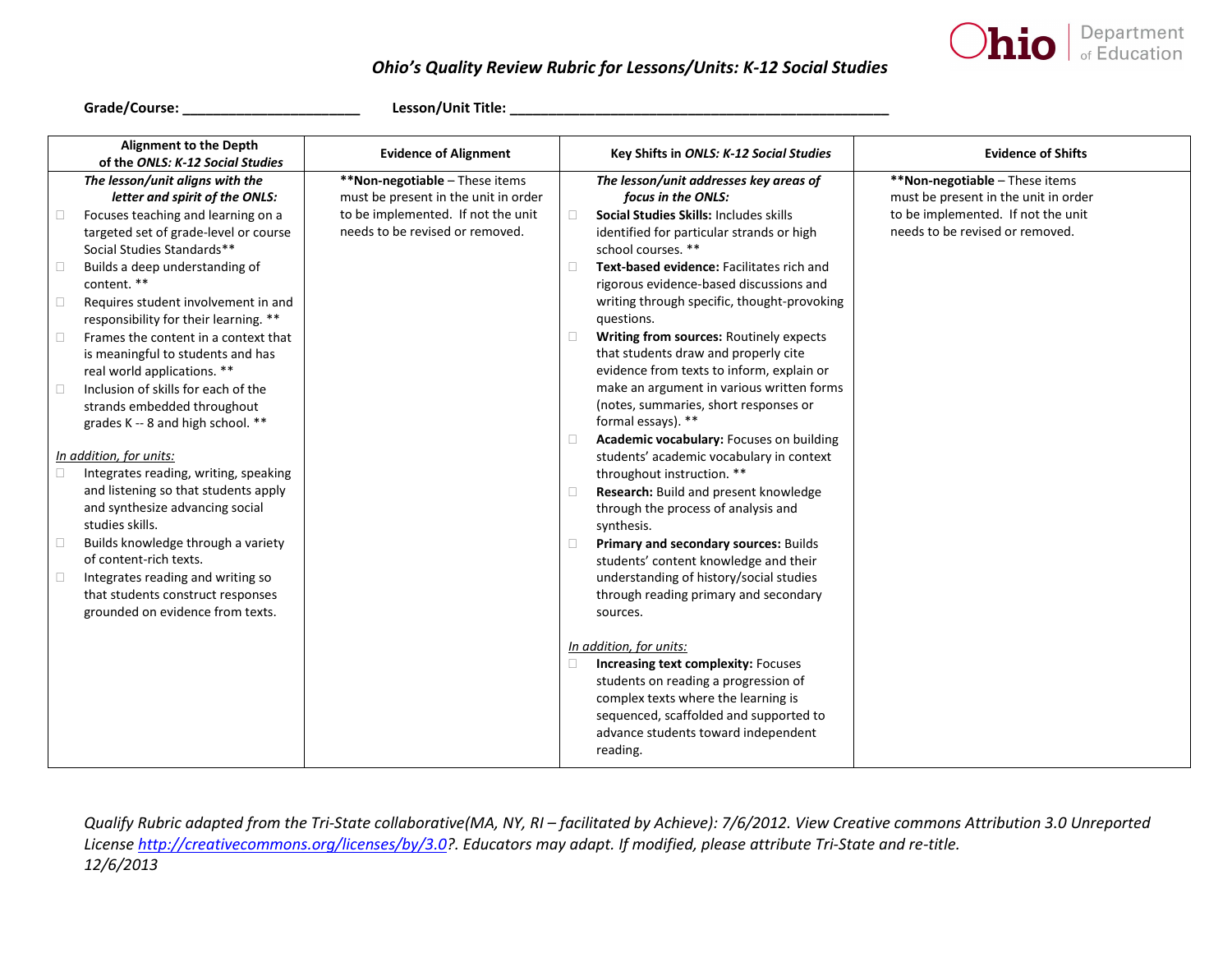# *Ohio's Quality Review Rubric for Lessons/Units: K-12 Social Studies*

**Grade/Course:** ______________________ **Lesson/Unit Title:** ______________________________________________

| Alignment to the Depth of the *ONLS: K-12 Social Studies* | Evidence of Alignment | Key Shifts in *ONLS: K-12 Social Studies* | Evidence of Shifts |
|---|---|---|---|
| ***The lesson/unit aligns with the letter and spirit of the ONLS:***<br>☐ Focuses teaching and learning on a targeted set of grade-level or course Social Studies Standards**<br>☐ Builds a deep understanding of content. **<br>☐ Requires student involvement in and responsibility for their learning. **<br>☐ Frames the content in a context that is meaningful to students and has real world applications. **<br>☐ Inclusion of skills for each of the strands embedded throughout grades K -- 8 and high school. **<br><br>*In addition, for units:*<br>☐ Integrates reading, writing, speaking and listening so that students apply and synthesize advancing social studies skills.<br>☐ Builds knowledge through a variety of content-rich texts.<br>☐ Integrates reading and writing so that students construct responses grounded on evidence from texts. | **Non-negotiable** – These items must be present in the unit in order to be implemented. If not the unit needs to be revised or removed. | ***The lesson/unit addresses key areas of focus in the ONLS:***<br>☐ **Social Studies Skills:** Includes skills identified for particular strands or high school courses. **<br>☐ **Text-based evidence:** Facilitates rich and rigorous evidence-based discussions and writing through specific, thought-provoking questions.<br>☐ **Writing from sources:** Routinely expects that students draw and properly cite evidence from texts to inform, explain or make an argument in various written forms (notes, summaries, short responses or formal essays). **<br>☐ **Academic vocabulary:** Focuses on building students' academic vocabulary in context throughout instruction. **<br>☐ **Research:** Build and present knowledge through the process of analysis and synthesis.<br>☐ **Primary and secondary sources:** Builds students' content knowledge and their understanding of history/social studies through reading primary and secondary sources.<br><br>*In addition, for units:*<br>☐ **Increasing text complexity:** Focuses students on reading a progression of complex texts where the learning is sequenced, scaffolded and supported to advance students toward independent reading. | **Non-negotiable** – These items must be present in the unit in order to be implemented. If not the unit needs to be revised or removed. |

*Qualify Rubric adapted from the Tri-State collaborative(MA, NY, RI – facilitated by Achieve): 7/6/2012. View Creative commons Attribution 3.0 Unreported License http://creativecommons.org/licenses/by/3.0?. Educators may adapt. If modified, please attribute Tri-State and re-title. 12/6/2013*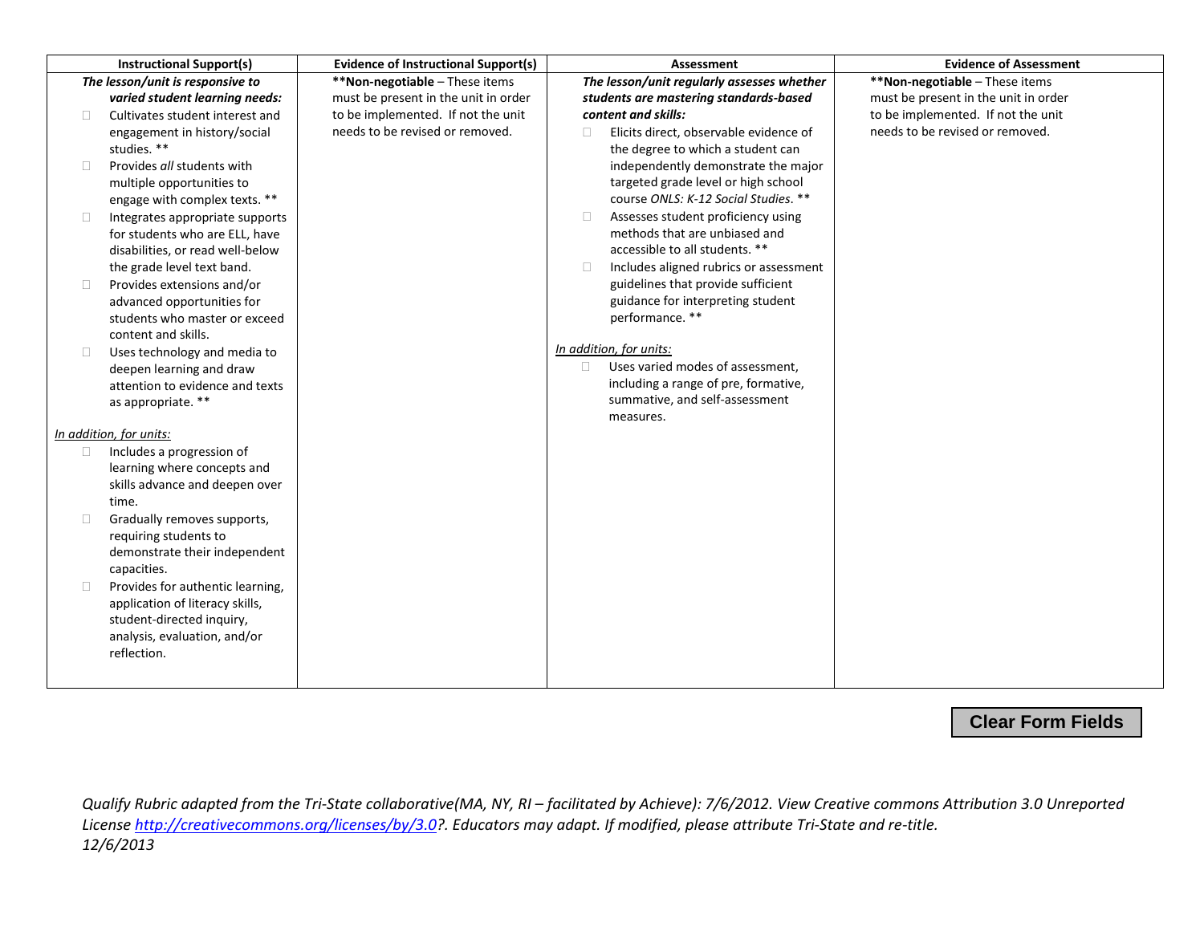| Instructional Support(s) | Evidence of Instructional Support(s) | Assessment | Evidence of Assessment |
|---|---|---|---|
| ***The lesson/unit is responsive to varied student learning needs:***<br>☐ Cultivates student interest and engagement in history/social studies. **<br>☐ Provides *all* students with multiple opportunities to engage with complex texts. **<br>☐ Integrates appropriate supports for students who are ELL, have disabilities, or read well-below the grade level text band.<br>☐ Provides extensions and/or advanced opportunities for students who master or exceed content and skills.<br>☐ Uses technology and media to deepen learning and draw attention to evidence and texts as appropriate. **<br><br>*In addition, for units:*<br>☐ Includes a progression of learning where concepts and skills advance and deepen over time.<br>☐ Gradually removes supports, requiring students to demonstrate their independent capacities.<br>☐ Provides for authentic learning, application of literacy skills, student-directed inquiry, analysis, evaluation, and/or reflection. | ****Non-negotiable** – These items must be present in the unit in order to be implemented. If not the unit needs to be revised or removed. | ***The lesson/unit regularly assesses whether students are mastering standards-based content and skills:***<br>☐ Elicits direct, observable evidence of the degree to which a student can independently demonstrate the major targeted grade level or high school course *ONLS: K-12 Social Studies*. **<br>☐ Assesses student proficiency using methods that are unbiased and accessible to all students. **<br>☐ Includes aligned rubrics or assessment guidelines that provide sufficient guidance for interpreting student performance. **<br><br>*In addition, for units:*<br>☐ Uses varied modes of assessment, including a range of pre, formative, summative, and self-assessment measures. | ****Non-negotiable** – These items must be present in the unit in order to be implemented. If not the unit needs to be revised or removed. |

Clear Form Fields

*Qualify Rubric adapted from the Tri-State collaborative(MA, NY, RI – facilitated by Achieve): 7/6/2012. View Creative commons Attribution 3.0 Unreported License http://creativecommons.org/licenses/by/3.0?. Educators may adapt. If modified, please attribute Tri-State and re-title.*
*12/6/2013*